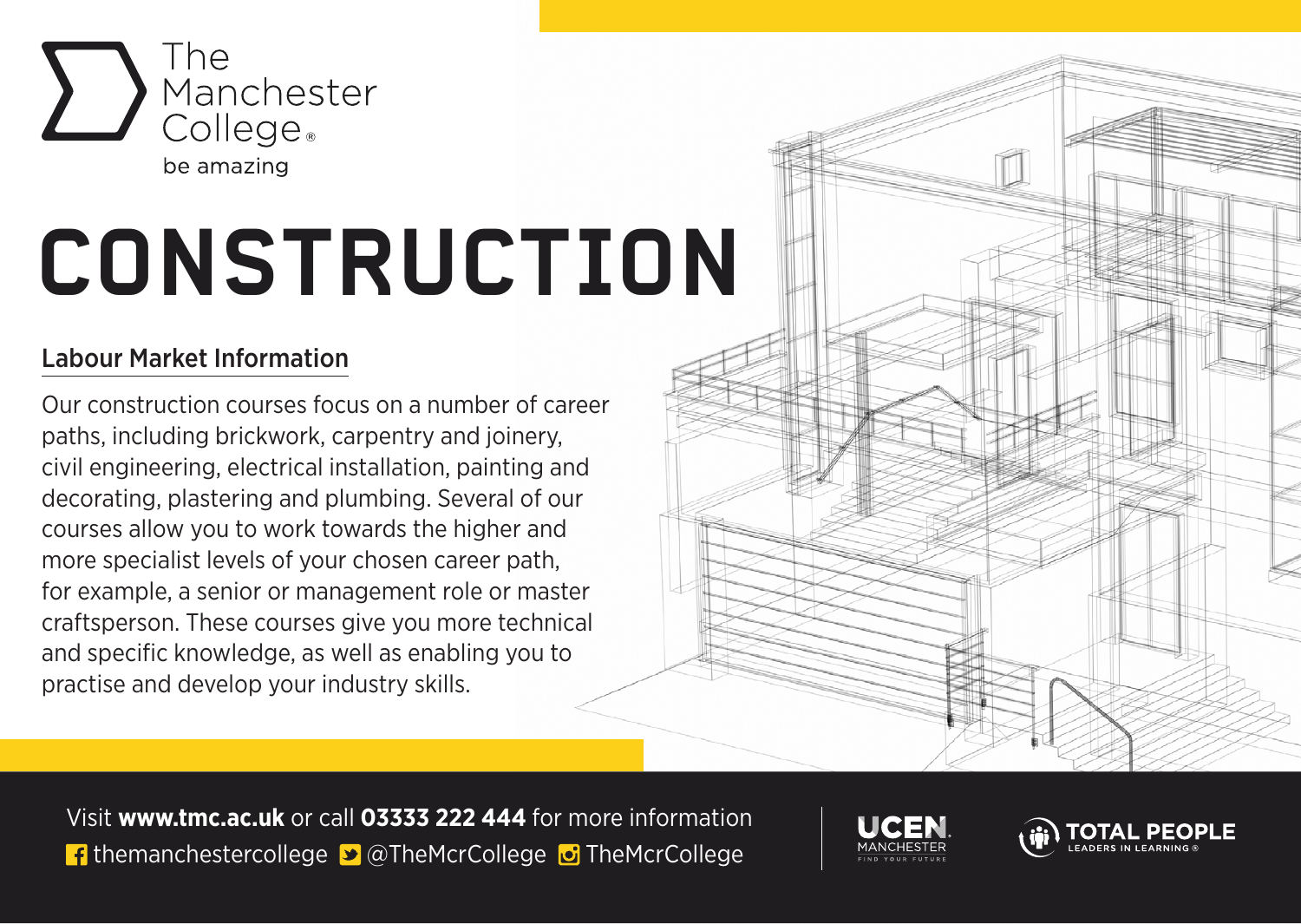The Manchester College

be amazing

# CONSTRUCTION

## Labour Market Information

Our construction courses focus on a number of career paths, including brickwork, carpentry and joinery, civil engineering, electrical installation, painting and decorating, plastering and plumbing. Several of our courses allow you to work towards the higher and more specialist levels of your chosen career path, for example, a senior or management role or master craftsperson. These courses give you more technical and specific knowledge, as well as enabling you to practise and develop your industry skills.

Visit **www.tmc.ac.uk** or call **03333 222 444** for more information

themanchestercollege @TheMcrCollege TheMcrCollege

UCEN MANCHESTER FIND YOUR FUTURE

TOTAL PEOPLE LEADERS IN LEARNING ®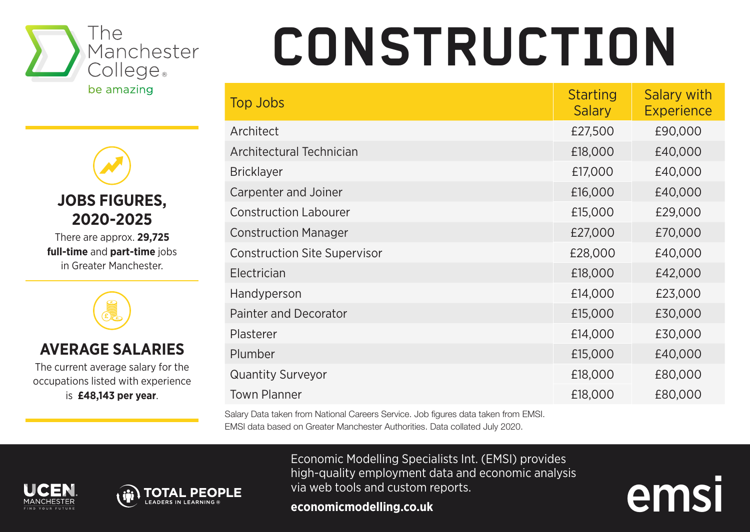The
Manchester
College®
be amazing

# CONSTRUCTION

## JOBS FIGURES, 2020-2025

There are approx. **29,725 full-time** and **part-time** jobs in Greater Manchester.

## AVERAGE SALARIES

The current average salary for the occupations listed with experience is **£48,143 per year**.

| Top Jobs | Starting Salary | Salary with Experience |
|---|---|---|
| Architect | £27,500 | £90,000 |
| Architectural Technician | £18,000 | £40,000 |
| Bricklayer | £17,000 | £40,000 |
| Carpenter and Joiner | £16,000 | £40,000 |
| Construction Labourer | £15,000 | £29,000 |
| Construction Manager | £27,000 | £70,000 |
| Construction Site Supervisor | £28,000 | £40,000 |
| Electrician | £18,000 | £42,000 |
| Handyperson | £14,000 | £23,000 |
| Painter and Decorator | £15,000 | £30,000 |
| Plasterer | £14,000 | £30,000 |
| Plumber | £15,000 | £40,000 |
| Quantity Surveyor | £18,000 | £80,000 |
| Town Planner | £18,000 | £80,000 |

Salary Data taken from National Careers Service. Job figures data taken from EMSI.
EMSI data based on Greater Manchester Authorities. Data collated July 2020.

UCEN MANCHESTER FIND YOUR FUTURE

TOTAL PEOPLE LEADERS IN LEARNING®

Economic Modelling Specialists Int. (EMSI) provides high-quality employment data and economic analysis via web tools and custom reports.

**economicmodelling.co.uk**

emsi